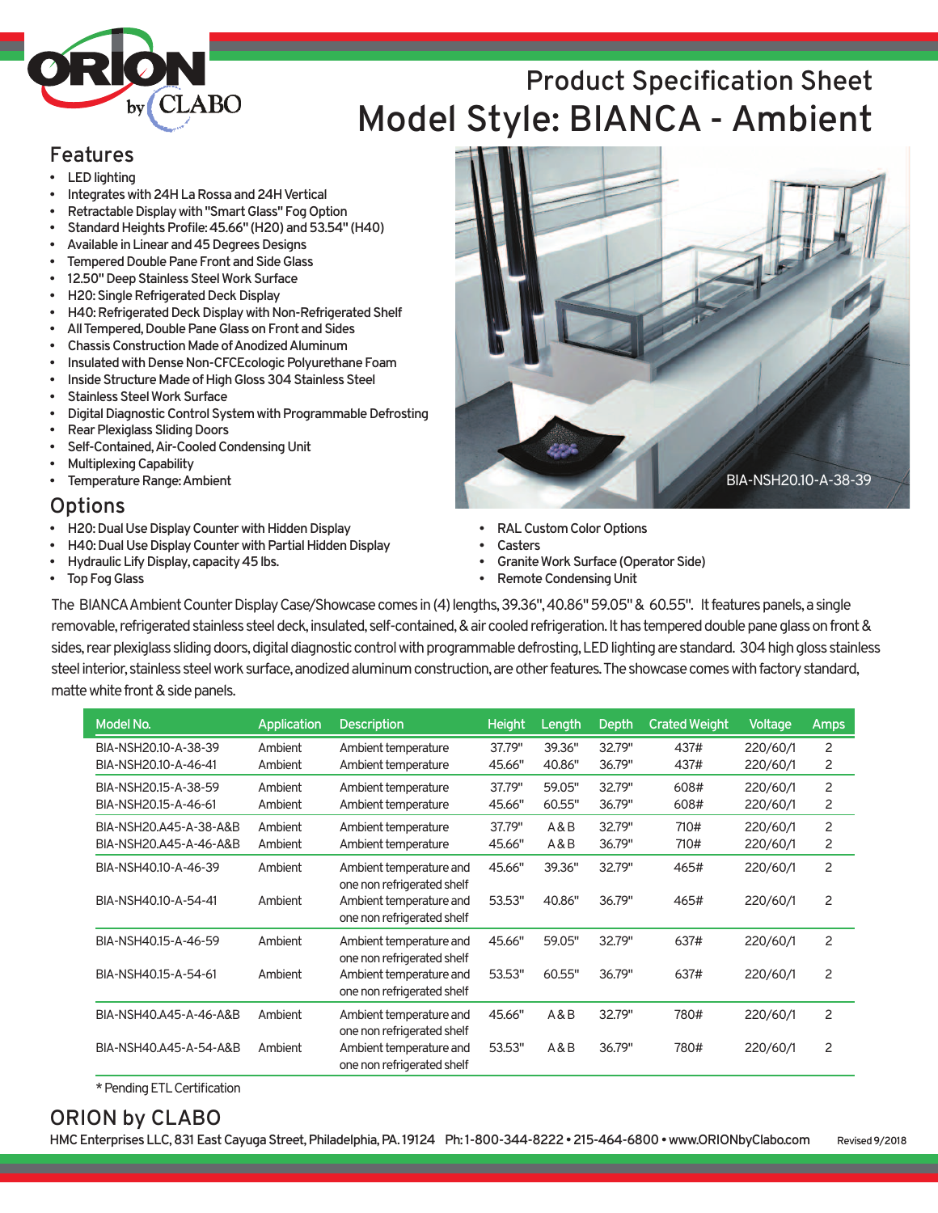# ORION by CLABO

## Product Specification Sheet

# Model Style: BIANCA - Ambient

## Features

- LED lighting
- Integrates with 24H La Rossa and 24H Vertical
- Retractable Display with "Smart Glass" Fog Option
- Standard Heights Profile: 45.66" (H20) and 53.54" (H40)
- Available in Linear and 45 Degrees Designs
- Tempered Double Pane Front and Side Glass
- 12.50" Deep Stainless Steel Work Surface
- H20: Single Refrigerated Deck Display
- H40: Refrigerated Deck Display with Non-Refrigerated Shelf
- All Tempered, Double Pane Glass on Front and Sides
- Chassis Construction Made of Anodized Aluminum
- Insulated with Dense Non-CFCEcologic Polyurethane Foam
- Inside Structure Made of High Gloss 304 Stainless Steel
- Stainless Steel Work Surface
- Digital Diagnostic Control System with Programmable Defrosting
- Rear Plexiglass Sliding Doors
- Self-Contained, Air-Cooled Condensing Unit
- Multiplexing Capability
- Temperature Range: Ambient

BIA-NSH20.10-A-38-39

## Options

- H20: Dual Use Display Counter with Hidden Display
- H40: Dual Use Display Counter with Partial Hidden Display
- Hydraulic Lify Display, capacity 45 lbs.
- Top Fog Glass
- RAL Custom Color Options
- Casters
- Granite Work Surface (Operator Side)
- Remote Condensing Unit

The BIANCA Ambient Counter Display Case/Showcase comes in (4) lengths, 39.36", 40.86" 59.05" & 60.55". It features panels, a single removable, refrigerated stainless steel deck, insulated, self-contained, & air cooled refrigeration. It has tempered double pane glass on front & sides, rear plexiglass sliding doors, digital diagnostic control with programmable defrosting, LED lighting are standard. 304 high gloss stainless steel interior, stainless steel work surface, anodized aluminum construction, are other features. The showcase comes with factory standard, matte white front & side panels.

| Model No. | Application | Description | Height | Length | Depth | Crated Weight | Voltage | Amps |
|---|---|---|---|---|---|---|---|---|
| BIA-NSH20.10-A-38-39 | Ambient | Ambient temperature | 37.79" | 39.36" | 32.79" | 437# | 220/60/1 | 2 |
| BIA-NSH20.10-A-46-41 | Ambient | Ambient temperature | 45.66" | 40.86" | 36.79" | 437# | 220/60/1 | 2 |
| BIA-NSH20.15-A-38-59 | Ambient | Ambient temperature | 37.79" | 59.05" | 32.79" | 608# | 220/60/1 | 2 |
| BIA-NSH20.15-A-46-61 | Ambient | Ambient temperature | 45.66" | 60.55" | 36.79" | 608# | 220/60/1 | 2 |
| BIA-NSH20.A45-A-38-A&B | Ambient | Ambient temperature | 37.79" | A & B | 32.79" | 710# | 220/60/1 | 2 |
| BIA-NSH20.A45-A-46-A&B | Ambient | Ambient temperature | 45.66" | A & B | 36.79" | 710# | 220/60/1 | 2 |
| BIA-NSH40.10-A-46-39 | Ambient | Ambient temperature and one non refrigerated shelf | 45.66" | 39.36" | 32.79" | 465# | 220/60/1 | 2 |
| BIA-NSH40.10-A-54-41 | Ambient | Ambient temperature and one non refrigerated shelf | 53.53" | 40.86" | 36.79" | 465# | 220/60/1 | 2 |
| BIA-NSH40.15-A-46-59 | Ambient | Ambient temperature and one non refrigerated shelf | 45.66" | 59.05" | 32.79" | 637# | 220/60/1 | 2 |
| BIA-NSH40.15-A-54-61 | Ambient | Ambient temperature and one non refrigerated shelf | 53.53" | 60.55" | 36.79" | 637# | 220/60/1 | 2 |
| BIA-NSH40.A45-A-46-A&B | Ambient | Ambient temperature and one non refrigerated shelf | 45.66" | A & B | 32.79" | 780# | 220/60/1 | 2 |
| BIA-NSH40.A45-A-54-A&B | Ambient | Ambient temperature and one non refrigerated shelf | 53.53" | A & B | 36.79" | 780# | 220/60/1 | 2 |

* Pending ETL Certification

## ORION by CLABO

HMC Enterprises LLC, 831 East Cayuga Street, Philadelphia, PA. 19124 Ph: 1-800-344-8222 • 215-464-6800 • www.ORIONbyClabo.com

Revised 9/2018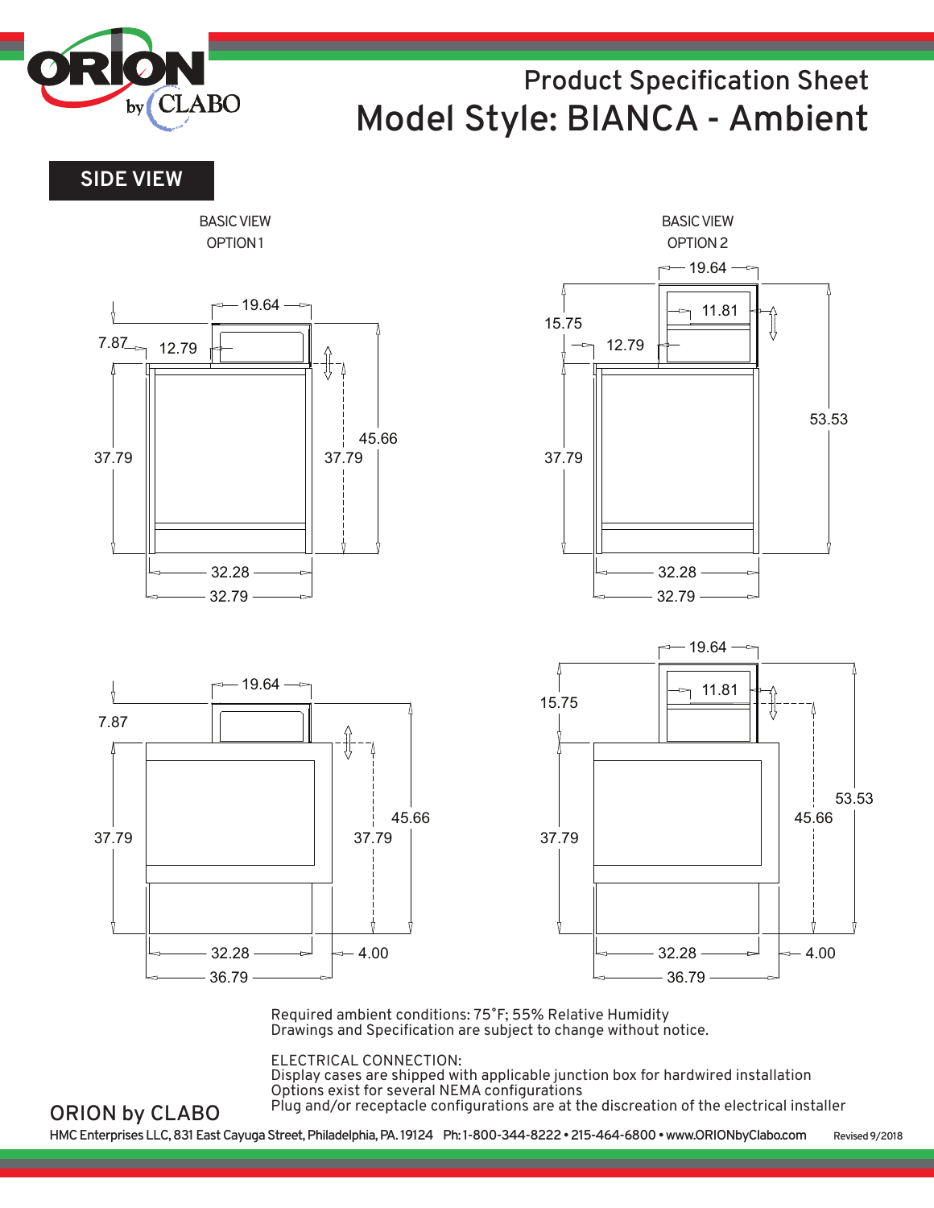# Product Specification Sheet

# Model Style: BIANCA - Ambient

## SIDE VIEW

BASIC VIEW
OPTION 1

19.64
7.87
12.79
37.79
37.79
45.66
32.28
32.79

BASIC VIEW
OPTION 2

19.64
11.81
15.75
12.79
53.53
37.79
32.28
32.79

19.64
7.87
37.79
45.66
37.79
32.28
4.00
36.79

19.64
11.81
15.75
53.53
45.66
37.79
32.28
4.00
36.79

Required ambient conditions: 75˚F; 55% Relative Humidity
Drawings and Specification are subject to change without notice.

ELECTRICAL CONNECTION:
Display cases are shipped with applicable junction box for hardwired installation
Options exist for several NEMA configurations
Plug and/or receptacle configurations are at the discreation of the electrical installer

ORION by CLABO

HMC Enterprises LLC, 831 East Cayuga Street, Philadelphia, PA. 19124 Ph: 1-800-344-8222 • 215-464-6800 • www.ORIONbyClabo.com Revised 9/2018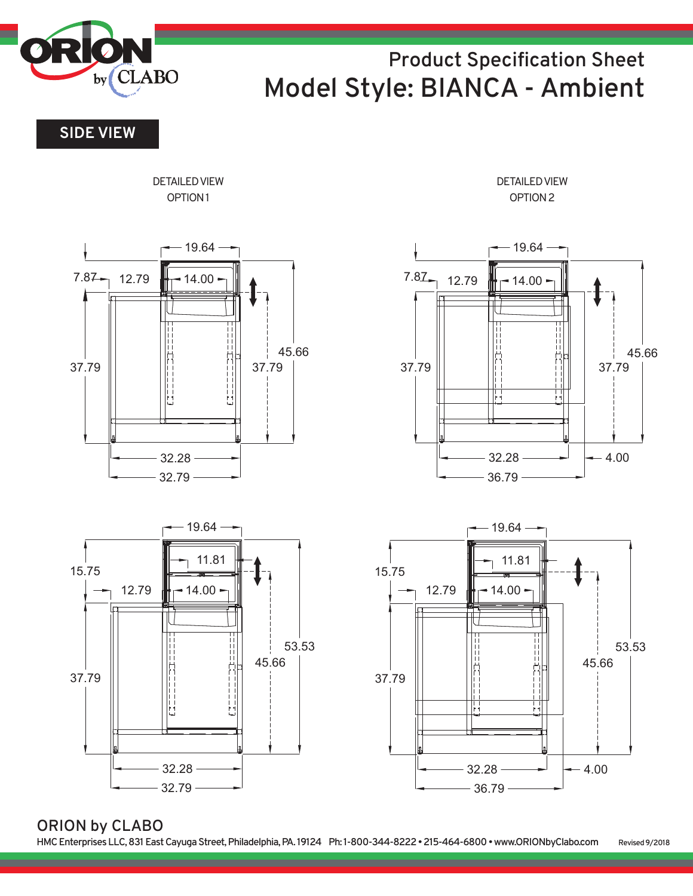Product Specification Sheet

# Model Style: BIANCA - Ambient

## SIDE VIEW

DETAILED VIEW
OPTION 1

19.64
7.87
12.79
14.00
37.79
45.66
37.79
32.28
32.79

DETAILED VIEW
OPTION 2

19.64
7.87
12.79
14.00
37.79
45.66
37.79
32.28
36.79
4.00

19.64
11.81
15.75
12.79
14.00
53.53
45.66
37.79
32.28
32.79

19.64
11.81
15.75
12.79
14.00
53.53
45.66
37.79
32.28
36.79
4.00

ORION by CLABO

HMC Enterprises LLC, 831 East Cayuga Street, Philadelphia, PA. 19124 Ph: 1-800-344-8222 • 215-464-6800 • www.ORIONbyClabo.com Revised 9/2018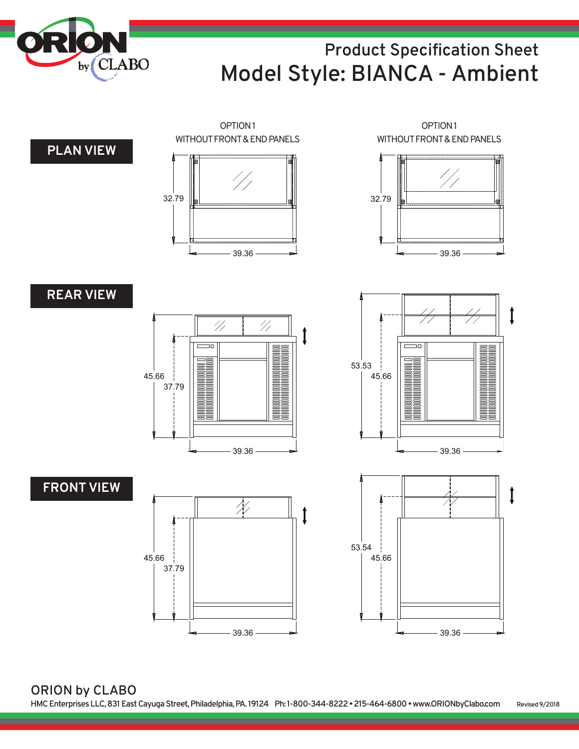Product Specification Sheet

# Model Style: BIANCA - Ambient

## PLAN VIEW

OPTION 1
WITHOUT FRONT & END PANELS

32.79

39.36

OPTION 1
WITHOUT FRONT & END PANELS

32.79

39.36

## REAR VIEW

45.66

37.79

39.36

53.53

45.66

39.36

## FRONT VIEW

45.66

37.79

39.36

53.54

45.66

39.36

ORION by CLABO

HMC Enterprises LLC, 831 East Cayuga Street, Philadelphia, PA. 19124 Ph: 1-800-344-8222 • 215-464-6800 • www.ORIONbyClabo.com

Revised 9/2018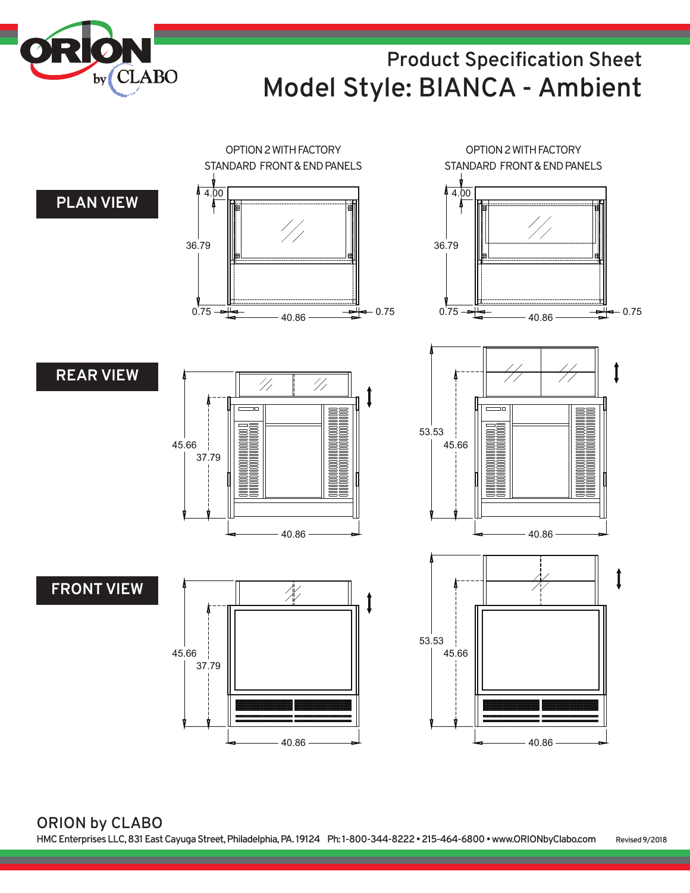# Product Specification Sheet

# Model Style: BIANCA - Ambient

OPTION 2 WITH FACTORY STANDARD FRONT & END PANELS

OPTION 2 WITH FACTORY STANDARD FRONT & END PANELS

## PLAN VIEW

4.00

36.79

0.75 — 40.86 — 0.75

4.00

36.79

0.75 — 40.86 — 0.75

## REAR VIEW

45.66

37.79

40.86

53.53

45.66

40.86

## FRONT VIEW

45.66

37.79

40.86

53.53

45.66

40.86

**ORION by CLABO**

HMC Enterprises LLC, 831 East Cayuga Street, Philadelphia, PA. 19124 Ph: 1-800-344-8222 • 215-464-6800 • www.ORIONbyClabo.com

Revised 9/2018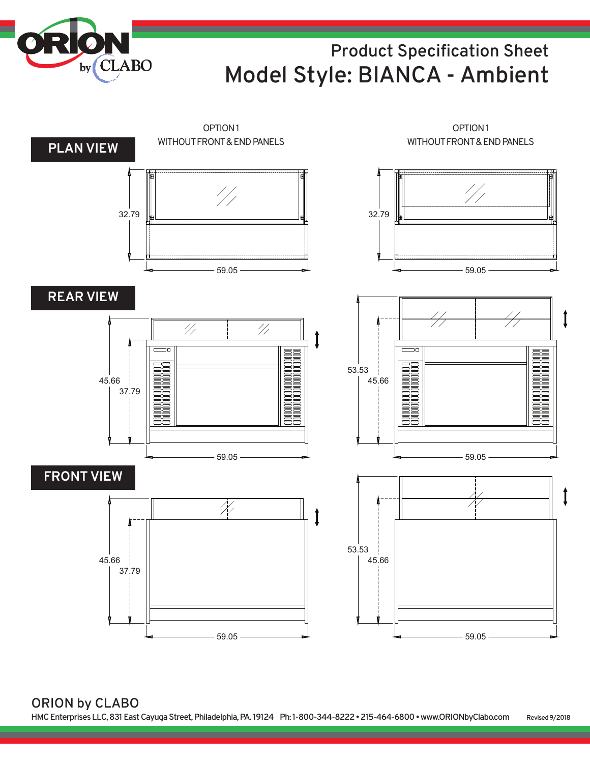# Product Specification Sheet

# Model Style: BIANCA - Ambient

## PLAN VIEW

OPTION 1
WITHOUT FRONT & END PANELS

32.79

59.05

OPTION 1
WITHOUT FRONT & END PANELS

32.79

59.05

## REAR VIEW

45.66
37.79

59.05

53.53
45.66

59.05

## FRONT VIEW

45.66
37.79

59.05

53.53
45.66

59.05

## ORION by CLABO

HMC Enterprises LLC, 831 East Cayuga Street, Philadelphia, PA. 19124 Ph: 1-800-344-8222 • 215-464-6800 • www.ORIONbyClabo.com

Revised 9/2018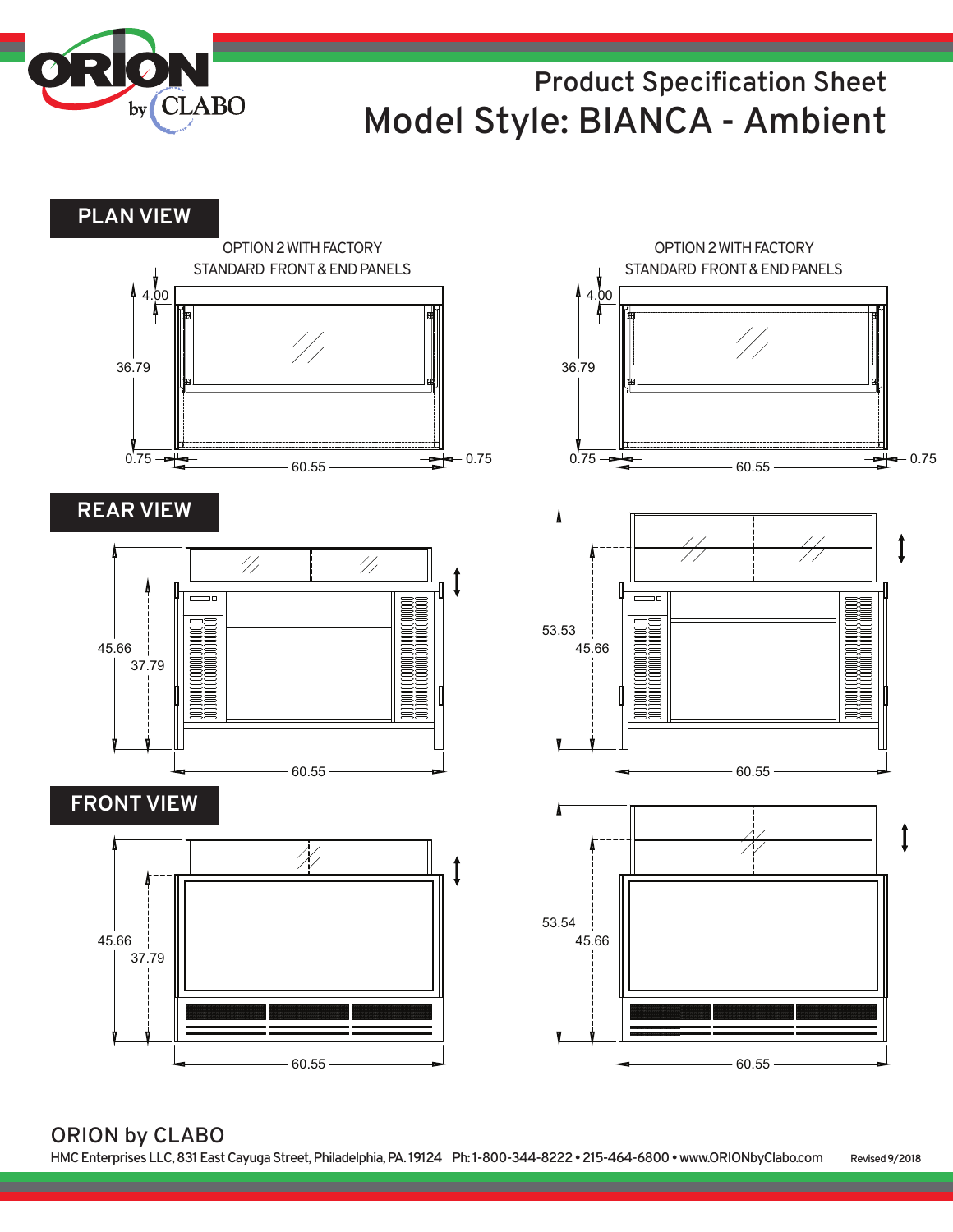# Product Specification Sheet

# Model Style: BIANCA - Ambient

## PLAN VIEW

OPTION 2 WITH FACTORY STANDARD FRONT & END PANELS

4.00

36.79

0.75

60.55

0.75

OPTION 2 WITH FACTORY STANDARD FRONT & END PANELS

4.00

36.79

0.75

60.55

0.75

## REAR VIEW

45.66

37.79

60.55

53.53

45.66

60.55

## FRONT VIEW

45.66

37.79

60.55

53.54

45.66

60.55

## ORION by CLABO

HMC Enterprises LLC, 831 East Cayuga Street, Philadelphia, PA. 19124 Ph: 1-800-344-8222 • 215-464-6800 • www.ORIONbyClabo.com

Revised 9/2018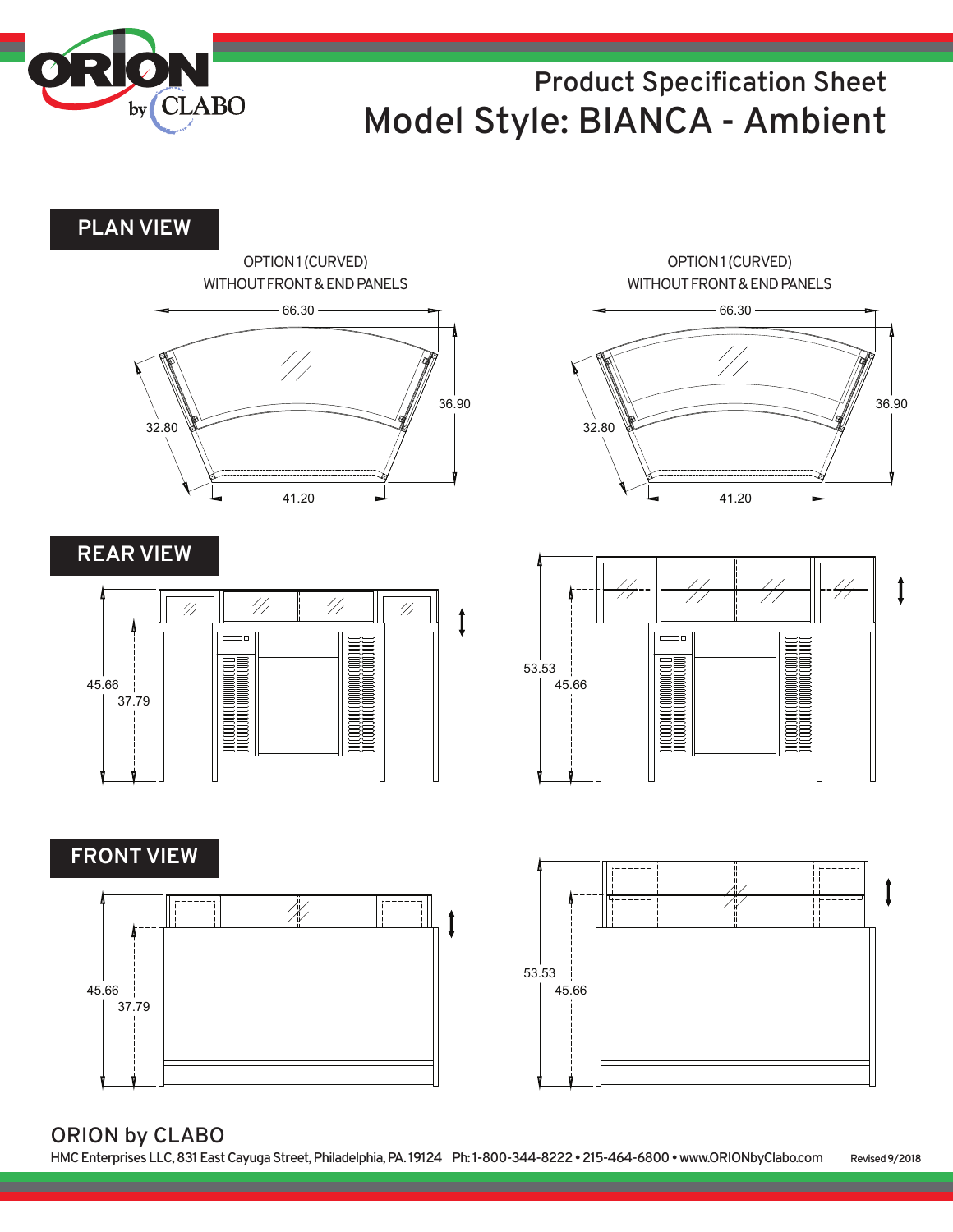# Product Specification Sheet

# Model Style: BIANCA - Ambient

## PLAN VIEW

OPTION 1 (CURVED)
WITHOUT FRONT & END PANELS

66.30

36.90

32.80

41.20

OPTION 1 (CURVED)
WITHOUT FRONT & END PANELS

66.30

36.90

32.80

41.20

## REAR VIEW

45.66

37.79

53.53

45.66

## FRONT VIEW

45.66

37.79

53.53

45.66

## ORION by CLABO

HMC Enterprises LLC, 831 East Cayuga Street, Philadelphia, PA. 19124 Ph: 1-800-344-8222 • 215-464-6800 • www.ORIONbyClabo.com

Revised 9/2018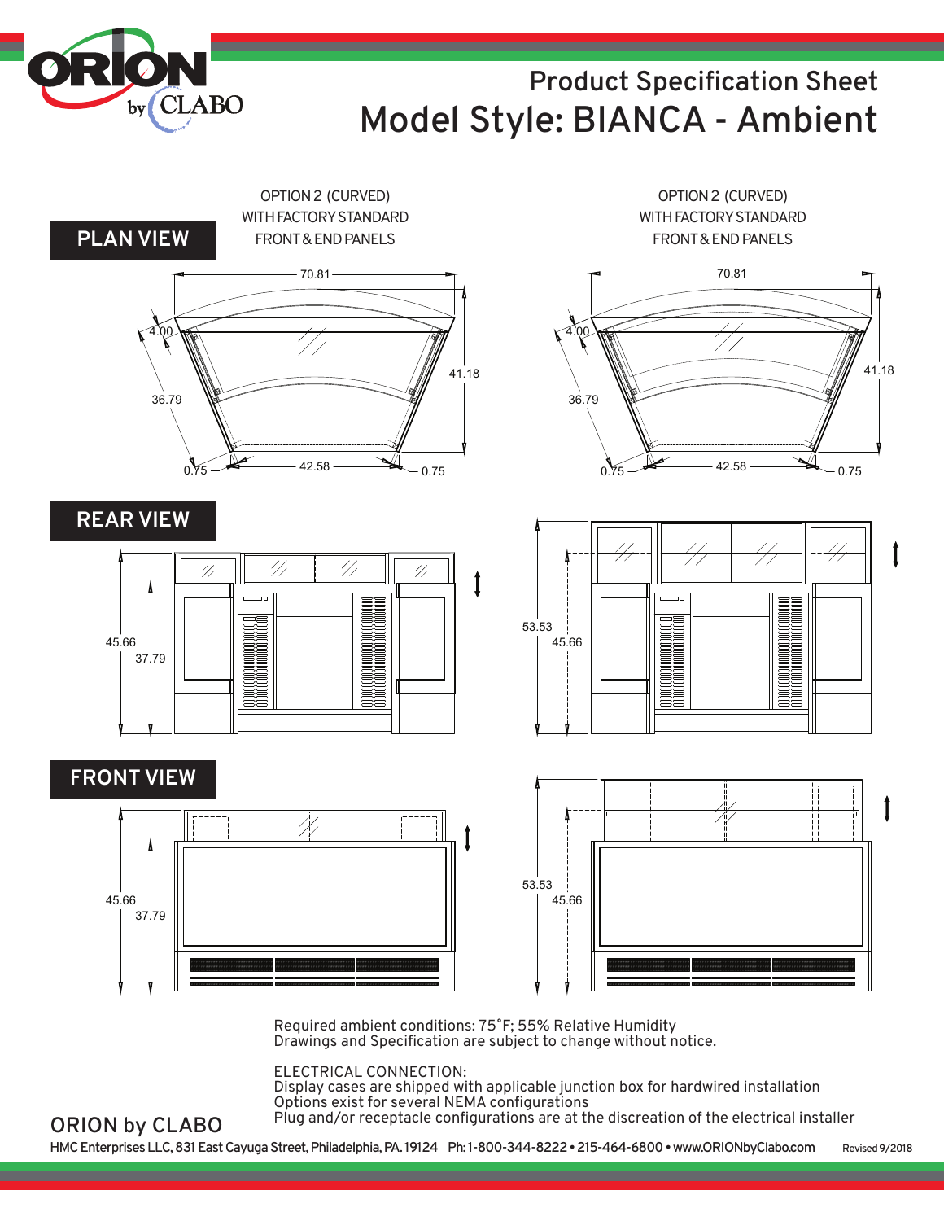# Product Specification Sheet

# Model Style: BIANCA - Ambient

## PLAN VIEW

OPTION 2 (CURVED)
WITH FACTORY STANDARD
FRONT & END PANELS

70.81
4.00
36.79
41.18
0.75
42.58
0.75

OPTION 2 (CURVED)
WITH FACTORY STANDARD
FRONT & END PANELS

70.81
4.00
36.79
41.18
0.75
42.58
0.75

## REAR VIEW

45.66
37.79

53.53
45.66

## FRONT VIEW

45.66
37.79

53.53
45.66

Required ambient conditions: 75˚F; 55% Relative Humidity
Drawings and Specification are subject to change without notice.

ELECTRICAL CONNECTION:
Display cases are shipped with applicable junction box for hardwired installation
Options exist for several NEMA configurations
Plug and/or receptacle configurations are at the discreation of the electrical installer

ORION by CLABO

HMC Enterprises LLC, 831 East Cayuga Street, Philadelphia, PA. 19124 Ph: 1-800-344-8222 • 215-464-6800 • www.ORIONbyClabo.com Revised 9/2018